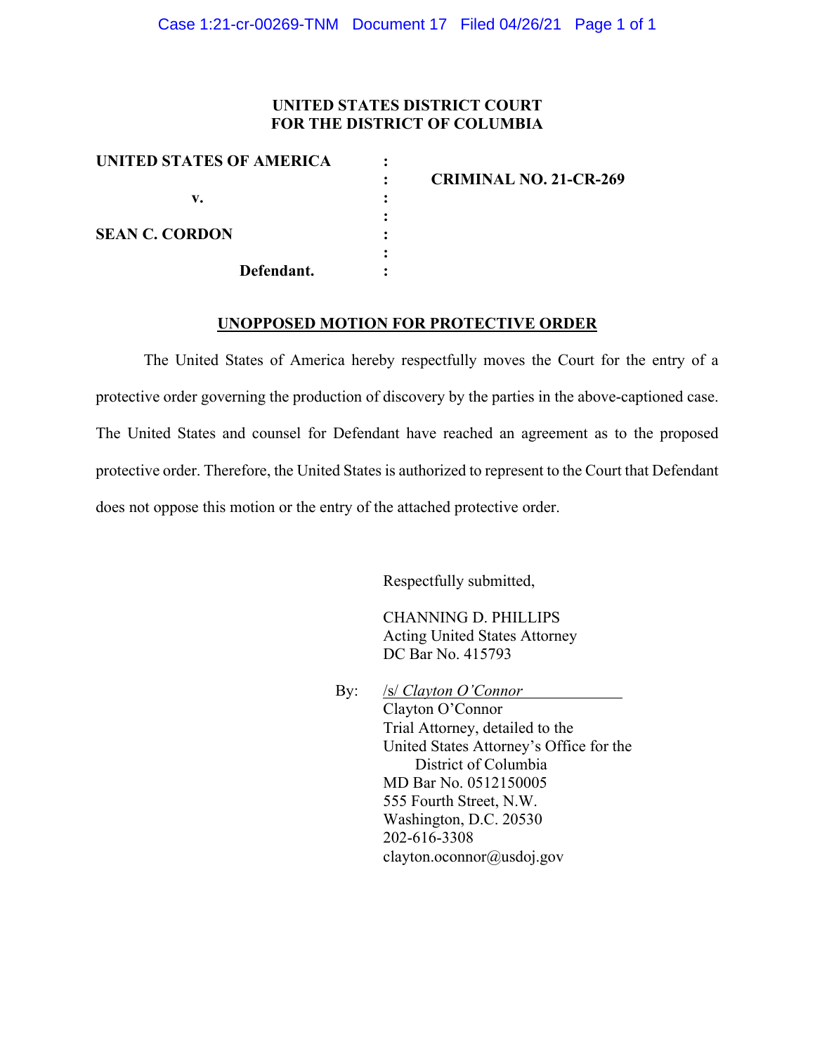**UNITED STATES DISTRICT COURT**
**FOR THE DISTRICT OF COLUMBIA**

| | | |
|---|---|---|
| **UNITED STATES OF AMERICA** | : | |
| | : | **CRIMINAL NO. 21-CR-269** |
| **v.** | : | |
| | : | |
| **SEAN C. CORDON** | : | |
| | : | |
| **Defendant.** | : | |

**UNOPPOSED MOTION FOR PROTECTIVE ORDER**

The United States of America hereby respectfully moves the Court for the entry of a protective order governing the production of discovery by the parties in the above-captioned case. The United States and counsel for Defendant have reached an agreement as to the proposed protective order. Therefore, the United States is authorized to represent to the Court that Defendant does not oppose this motion or the entry of the attached protective order.

Respectfully submitted,

CHANNING D. PHILLIPS
Acting United States Attorney
DC Bar No. 415793

By: /s/ *Clayton O'Connor*
Clayton O'Connor
Trial Attorney, detailed to the
United States Attorney's Office for the
District of Columbia
MD Bar No. 0512150005
555 Fourth Street, N.W.
Washington, D.C. 20530
202-616-3308
clayton.oconnor@usdoj.gov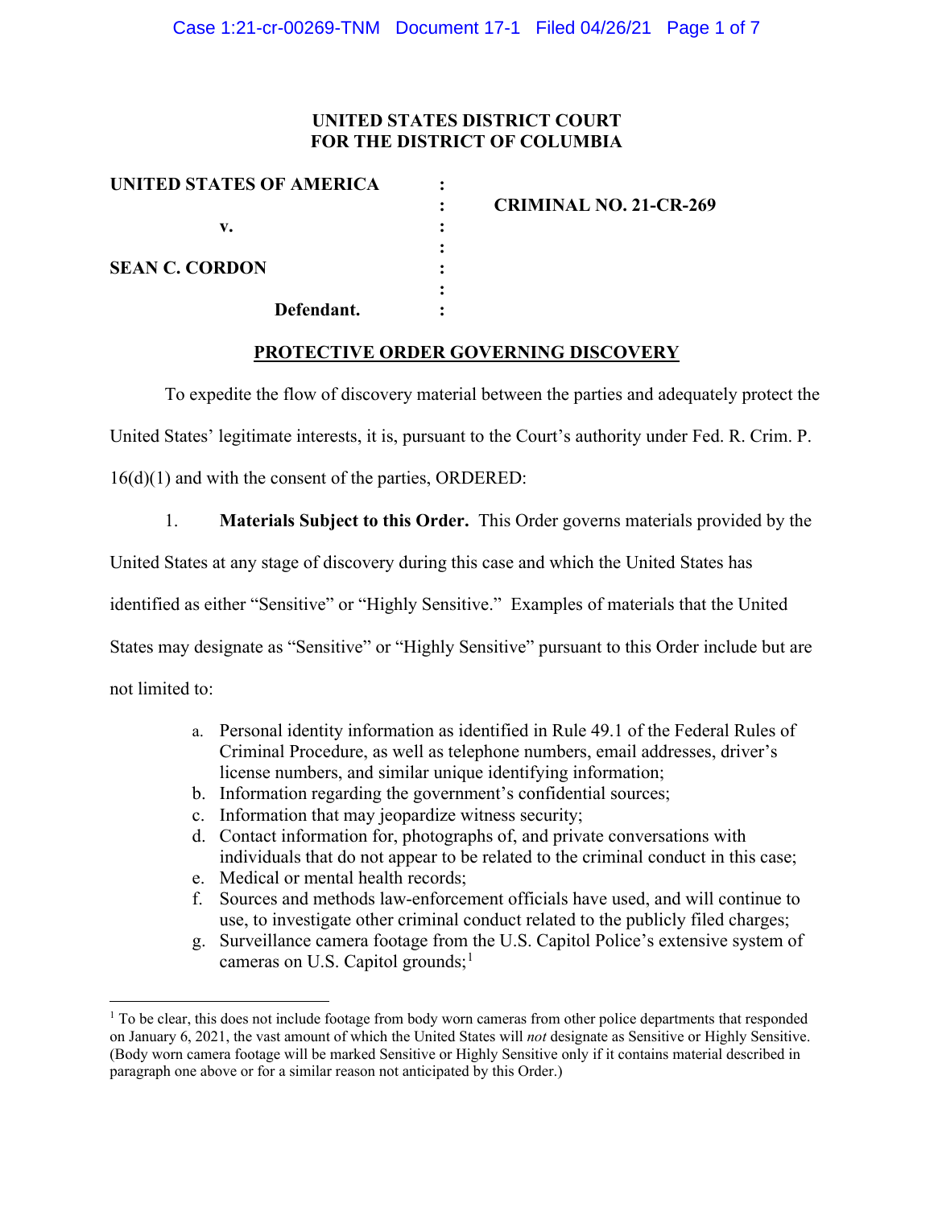**UNITED STATES DISTRICT COURT**
**FOR THE DISTRICT OF COLUMBIA**

| | | |
|---|---|---|
| **UNITED STATES OF AMERICA** | : | |
| | : | **CRIMINAL NO. 21-CR-269** |
| **v.** | : | |
| | : | |
| **SEAN C. CORDON** | : | |
| | : | |
| **Defendant.** | : | |

**PROTECTIVE ORDER GOVERNING DISCOVERY**

To expedite the flow of discovery material between the parties and adequately protect the United States' legitimate interests, it is, pursuant to the Court's authority under Fed. R. Crim. P. 16(d)(1) and with the consent of the parties, ORDERED:

1. **Materials Subject to this Order.** This Order governs materials provided by the United States at any stage of discovery during this case and which the United States has identified as either "Sensitive" or "Highly Sensitive." Examples of materials that the United States may designate as "Sensitive" or "Highly Sensitive" pursuant to this Order include but are not limited to:

   a. Personal identity information as identified in Rule 49.1 of the Federal Rules of Criminal Procedure, as well as telephone numbers, email addresses, driver's license numbers, and similar unique identifying information;
   b. Information regarding the government's confidential sources;
   c. Information that may jeopardize witness security;
   d. Contact information for, photographs of, and private conversations with individuals that do not appear to be related to the criminal conduct in this case;
   e. Medical or mental health records;
   f. Sources and methods law-enforcement officials have used, and will continue to use, to investigate other criminal conduct related to the publicly filed charges;
   g. Surveillance camera footage from the U.S. Capitol Police's extensive system of cameras on U.S. Capitol grounds;[1]

[1] To be clear, this does not include footage from body worn cameras from other police departments that responded on January 6, 2021, the vast amount of which the United States will *not* designate as Sensitive or Highly Sensitive. (Body worn camera footage will be marked Sensitive or Highly Sensitive only if it contains material described in paragraph one above or for a similar reason not anticipated by this Order.)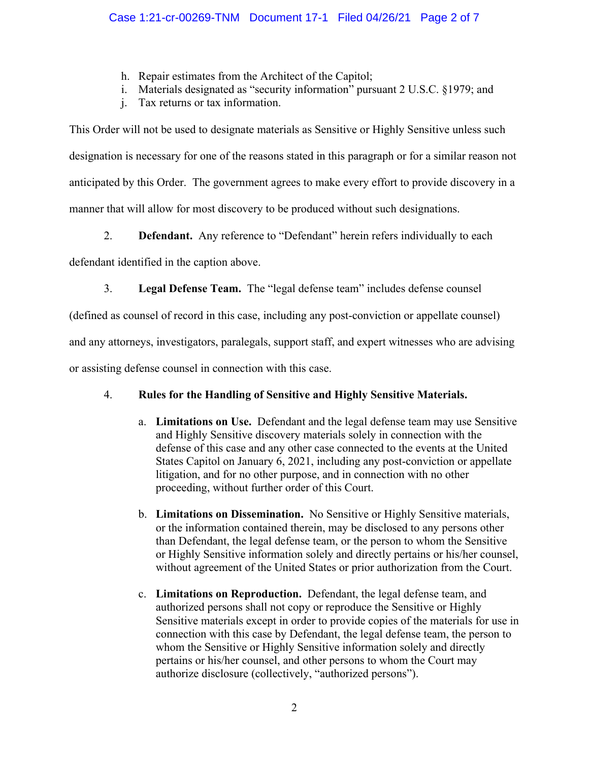h. Repair estimates from the Architect of the Capitol;
i. Materials designated as "security information" pursuant 2 U.S.C. §1979; and
j. Tax returns or tax information.

This Order will not be used to designate materials as Sensitive or Highly Sensitive unless such designation is necessary for one of the reasons stated in this paragraph or for a similar reason not anticipated by this Order. The government agrees to make every effort to provide discovery in a manner that will allow for most discovery to be produced without such designations.

2. **Defendant.** Any reference to "Defendant" herein refers individually to each defendant identified in the caption above.

3. **Legal Defense Team.** The "legal defense team" includes defense counsel (defined as counsel of record in this case, including any post-conviction or appellate counsel) and any attorneys, investigators, paralegals, support staff, and expert witnesses who are advising or assisting defense counsel in connection with this case.

4. **Rules for the Handling of Sensitive and Highly Sensitive Materials.**

a. **Limitations on Use.** Defendant and the legal defense team may use Sensitive and Highly Sensitive discovery materials solely in connection with the defense of this case and any other case connected to the events at the United States Capitol on January 6, 2021, including any post-conviction or appellate litigation, and for no other purpose, and in connection with no other proceeding, without further order of this Court.

b. **Limitations on Dissemination.** No Sensitive or Highly Sensitive materials, or the information contained therein, may be disclosed to any persons other than Defendant, the legal defense team, or the person to whom the Sensitive or Highly Sensitive information solely and directly pertains or his/her counsel, without agreement of the United States or prior authorization from the Court.

c. **Limitations on Reproduction.** Defendant, the legal defense team, and authorized persons shall not copy or reproduce the Sensitive or Highly Sensitive materials except in order to provide copies of the materials for use in connection with this case by Defendant, the legal defense team, the person to whom the Sensitive or Highly Sensitive information solely and directly pertains or his/her counsel, and other persons to whom the Court may authorize disclosure (collectively, "authorized persons").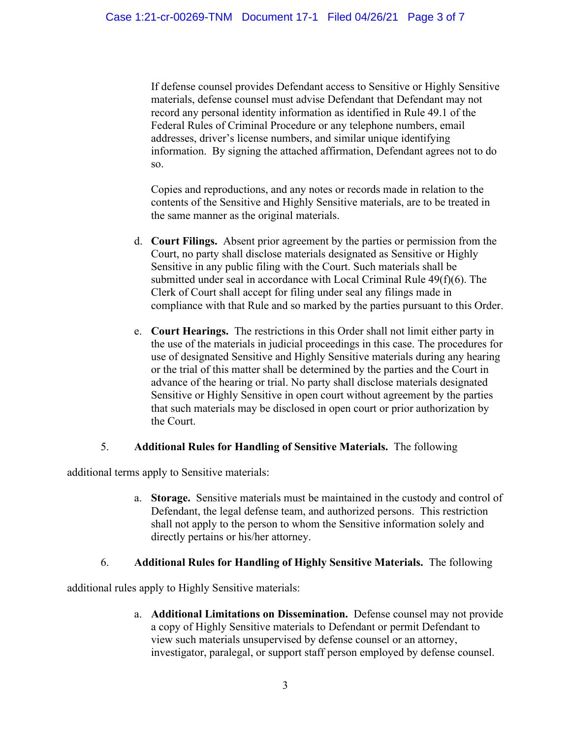If defense counsel provides Defendant access to Sensitive or Highly Sensitive materials, defense counsel must advise Defendant that Defendant may not record any personal identity information as identified in Rule 49.1 of the Federal Rules of Criminal Procedure or any telephone numbers, email addresses, driver's license numbers, and similar unique identifying information. By signing the attached affirmation, Defendant agrees not to do so.

Copies and reproductions, and any notes or records made in relation to the contents of the Sensitive and Highly Sensitive materials, are to be treated in the same manner as the original materials.

d. **Court Filings.** Absent prior agreement by the parties or permission from the Court, no party shall disclose materials designated as Sensitive or Highly Sensitive in any public filing with the Court. Such materials shall be submitted under seal in accordance with Local Criminal Rule 49(f)(6). The Clerk of Court shall accept for filing under seal any filings made in compliance with that Rule and so marked by the parties pursuant to this Order.

e. **Court Hearings.** The restrictions in this Order shall not limit either party in the use of the materials in judicial proceedings in this case. The procedures for use of designated Sensitive and Highly Sensitive materials during any hearing or the trial of this matter shall be determined by the parties and the Court in advance of the hearing or trial. No party shall disclose materials designated Sensitive or Highly Sensitive in open court without agreement by the parties that such materials may be disclosed in open court or prior authorization by the Court.

5. **Additional Rules for Handling of Sensitive Materials.** The following additional terms apply to Sensitive materials:

a. **Storage.** Sensitive materials must be maintained in the custody and control of Defendant, the legal defense team, and authorized persons. This restriction shall not apply to the person to whom the Sensitive information solely and directly pertains or his/her attorney.

6. **Additional Rules for Handling of Highly Sensitive Materials.** The following additional rules apply to Highly Sensitive materials:

a. **Additional Limitations on Dissemination.** Defense counsel may not provide a copy of Highly Sensitive materials to Defendant or permit Defendant to view such materials unsupervised by defense counsel or an attorney, investigator, paralegal, or support staff person employed by defense counsel.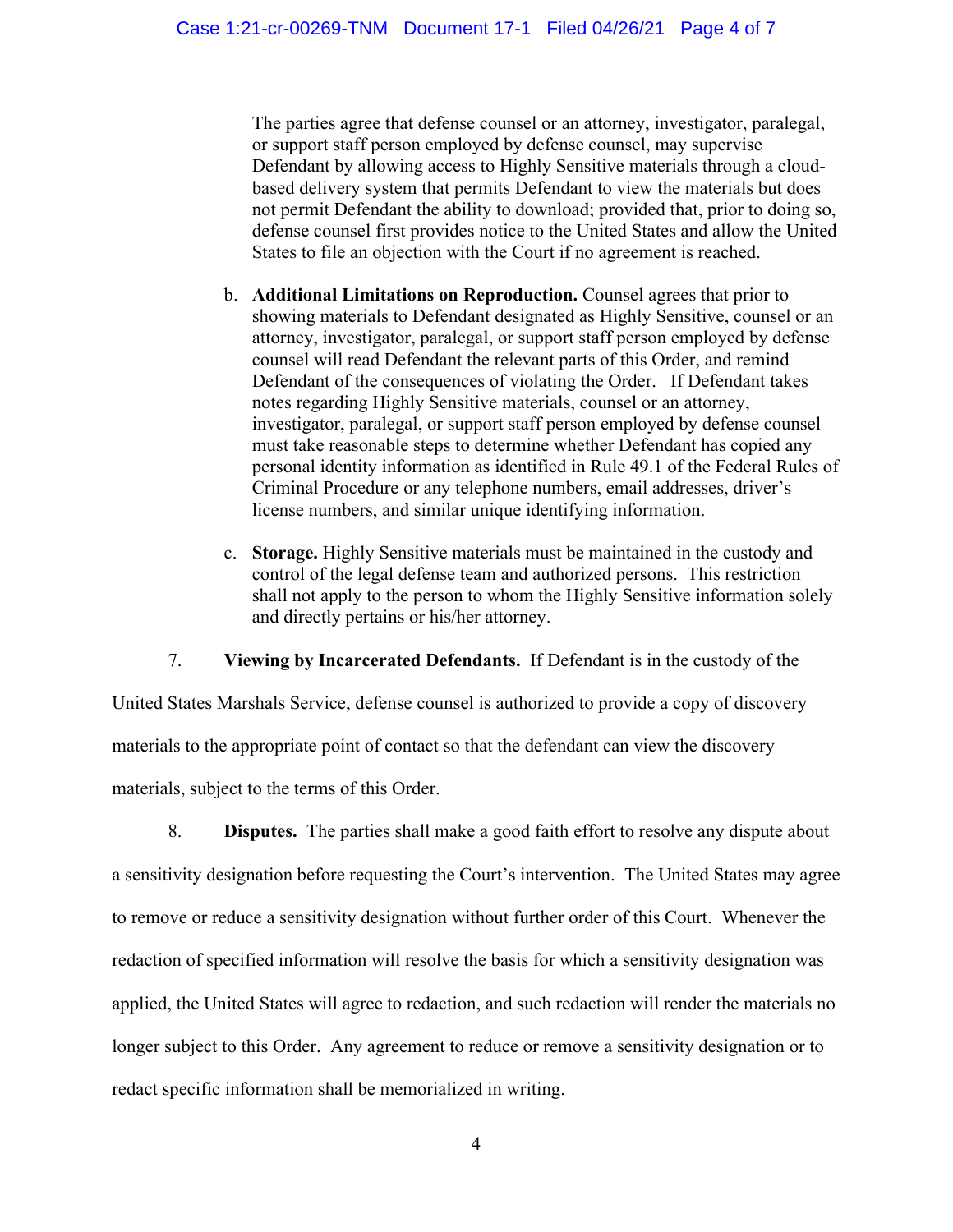The parties agree that defense counsel or an attorney, investigator, paralegal, or support staff person employed by defense counsel, may supervise Defendant by allowing access to Highly Sensitive materials through a cloud-based delivery system that permits Defendant to view the materials but does not permit Defendant the ability to download; provided that, prior to doing so, defense counsel first provides notice to the United States and allow the United States to file an objection with the Court if no agreement is reached.

b. **Additional Limitations on Reproduction.** Counsel agrees that prior to showing materials to Defendant designated as Highly Sensitive, counsel or an attorney, investigator, paralegal, or support staff person employed by defense counsel will read Defendant the relevant parts of this Order, and remind Defendant of the consequences of violating the Order. If Defendant takes notes regarding Highly Sensitive materials, counsel or an attorney, investigator, paralegal, or support staff person employed by defense counsel must take reasonable steps to determine whether Defendant has copied any personal identity information as identified in Rule 49.1 of the Federal Rules of Criminal Procedure or any telephone numbers, email addresses, driver's license numbers, and similar unique identifying information.

c. **Storage.** Highly Sensitive materials must be maintained in the custody and control of the legal defense team and authorized persons. This restriction shall not apply to the person to whom the Highly Sensitive information solely and directly pertains or his/her attorney.

7. **Viewing by Incarcerated Defendants.** If Defendant is in the custody of the United States Marshals Service, defense counsel is authorized to provide a copy of discovery materials to the appropriate point of contact so that the defendant can view the discovery materials, subject to the terms of this Order.

8. **Disputes.** The parties shall make a good faith effort to resolve any dispute about a sensitivity designation before requesting the Court's intervention. The United States may agree to remove or reduce a sensitivity designation without further order of this Court. Whenever the redaction of specified information will resolve the basis for which a sensitivity designation was applied, the United States will agree to redaction, and such redaction will render the materials no longer subject to this Order. Any agreement to reduce or remove a sensitivity designation or to redact specific information shall be memorialized in writing.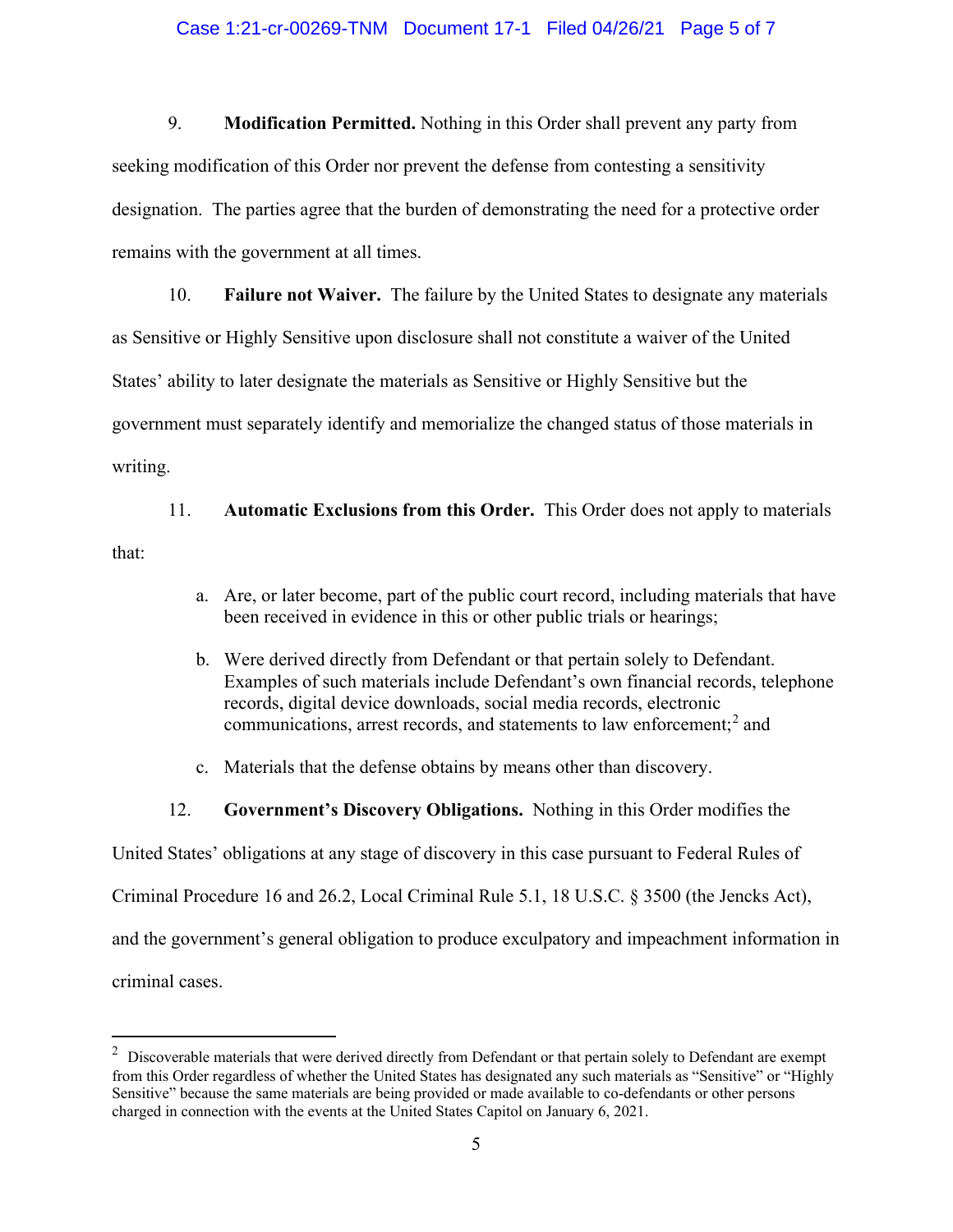9. **Modification Permitted.** Nothing in this Order shall prevent any party from seeking modification of this Order nor prevent the defense from contesting a sensitivity designation. The parties agree that the burden of demonstrating the need for a protective order remains with the government at all times.

10. **Failure not Waiver.** The failure by the United States to designate any materials as Sensitive or Highly Sensitive upon disclosure shall not constitute a waiver of the United States' ability to later designate the materials as Sensitive or Highly Sensitive but the government must separately identify and memorialize the changed status of those materials in writing.

11. **Automatic Exclusions from this Order.** This Order does not apply to materials that:

   a. Are, or later become, part of the public court record, including materials that have been received in evidence in this or other public trials or hearings;

   b. Were derived directly from Defendant or that pertain solely to Defendant. Examples of such materials include Defendant's own financial records, telephone records, digital device downloads, social media records, electronic communications, arrest records, and statements to law enforcement;[2] and

   c. Materials that the defense obtains by means other than discovery.

12. **Government's Discovery Obligations.** Nothing in this Order modifies the United States' obligations at any stage of discovery in this case pursuant to Federal Rules of Criminal Procedure 16 and 26.2, Local Criminal Rule 5.1, 18 U.S.C. § 3500 (the Jencks Act), and the government's general obligation to produce exculpatory and impeachment information in criminal cases.

---

[2] Discoverable materials that were derived directly from Defendant or that pertain solely to Defendant are exempt from this Order regardless of whether the United States has designated any such materials as "Sensitive" or "Highly Sensitive" because the same materials are being provided or made available to co-defendants or other persons charged in connection with the events at the United States Capitol on January 6, 2021.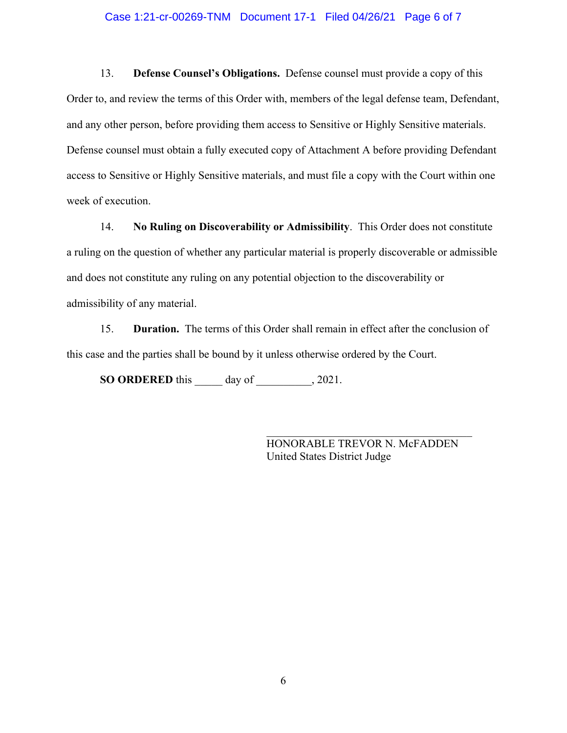13. **Defense Counsel's Obligations.** Defense counsel must provide a copy of this Order to, and review the terms of this Order with, members of the legal defense team, Defendant, and any other person, before providing them access to Sensitive or Highly Sensitive materials. Defense counsel must obtain a fully executed copy of Attachment A before providing Defendant access to Sensitive or Highly Sensitive materials, and must file a copy with the Court within one week of execution.

14. **No Ruling on Discoverability or Admissibility**. This Order does not constitute a ruling on the question of whether any particular material is properly discoverable or admissible and does not constitute any ruling on any potential objection to the discoverability or admissibility of any material.

15. **Duration.** The terms of this Order shall remain in effect after the conclusion of this case and the parties shall be bound by it unless otherwise ordered by the Court.

**SO ORDERED** this _____ day of __________, 2021.

___________________________________
HONORABLE TREVOR N. McFADDEN
United States District Judge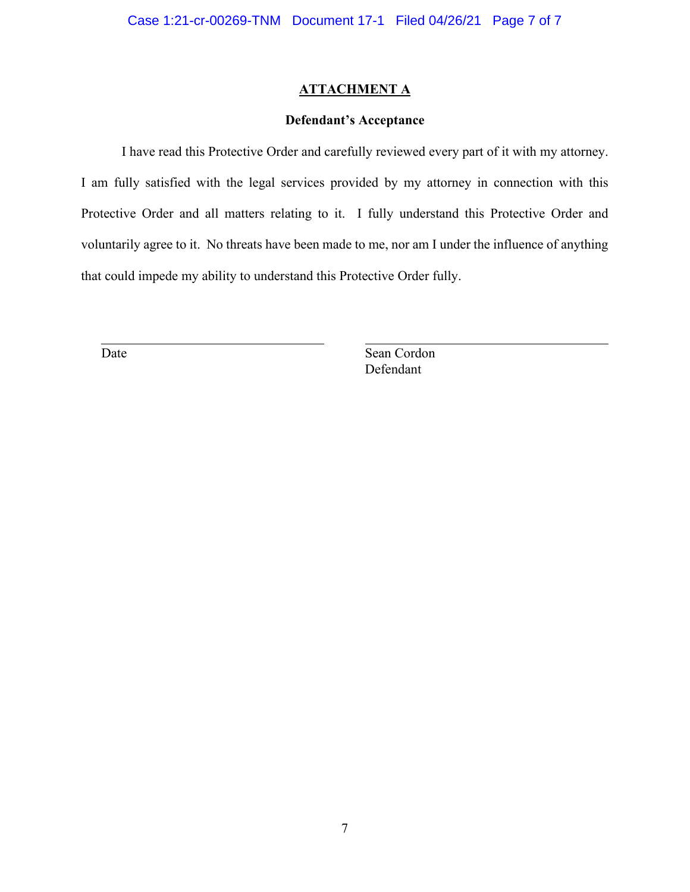## ATTACHMENT A

### Defendant's Acceptance

I have read this Protective Order and carefully reviewed every part of it with my attorney. I am fully satisfied with the legal services provided by my attorney in connection with this Protective Order and all matters relating to it. I fully understand this Protective Order and voluntarily agree to it. No threats have been made to me, nor am I under the influence of anything that could impede my ability to understand this Protective Order fully.

\_\_\_\_\_\_\_\_\_\_\_\_\_\_\_\_\_\_\_\_\_\_\_\_\_\_\_\_\_\_
Date

\_\_\_\_\_\_\_\_\_\_\_\_\_\_\_\_\_\_\_\_\_\_\_\_\_\_\_\_\_\_
Sean Cordon
Defendant